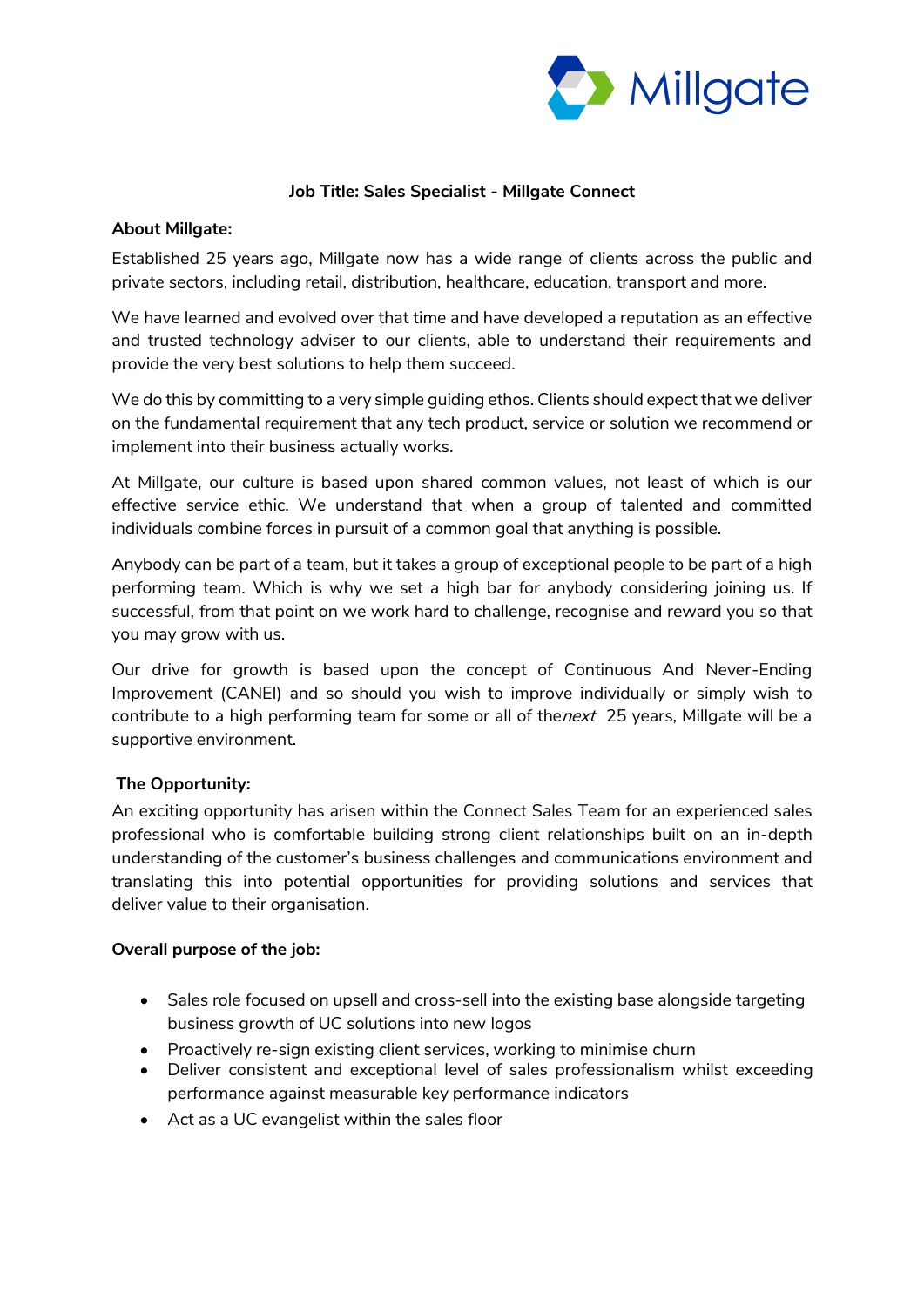**Job Title: Sales Specialist - Millgate Connect**

**About Millgate:**

Established 25 years ago, Millgate now has a wide range of clients across the public and private sectors, including retail, distribution, healthcare, education, transport and more.

We have learned and evolved over that time and have developed a reputation as an effective and trusted technology adviser to our clients, able to understand their requirements and provide the very best solutions to help them succeed.

We do this by committing to a very simple guiding ethos. Clients should expect that we deliver on the fundamental requirement that any tech product, service or solution we recommend or implement into their business actually works.

At Millgate, our culture is based upon shared common values, not least of which is our effective service ethic. We understand that when a group of talented and committed individuals combine forces in pursuit of a common goal that anything is possible.

Anybody can be part of a team, but it takes a group of exceptional people to be part of a high performing team. Which is why we set a high bar for anybody considering joining us. If successful, from that point on we work hard to challenge, recognise and reward you so that you may grow with us.

Our drive for growth is based upon the concept of Continuous And Never-Ending Improvement (CANEI) and so should you wish to improve individually or simply wish to contribute to a high performing team for some or all of the *next* 25 years, Millgate will be a supportive environment.

**The Opportunity:**

An exciting opportunity has arisen within the Connect Sales Team for an experienced sales professional who is comfortable building strong client relationships built on an in-depth understanding of the customer's business challenges and communications environment and translating this into potential opportunities for providing solutions and services that deliver value to their organisation.

**Overall purpose of the job:**

- Sales role focused on upsell and cross-sell into the existing base alongside targeting business growth of UC solutions into new logos
- Proactively re-sign existing client services, working to minimise churn
- Deliver consistent and exceptional level of sales professionalism whilst exceeding performance against measurable key performance indicators
- Act as a UC evangelist within the sales floor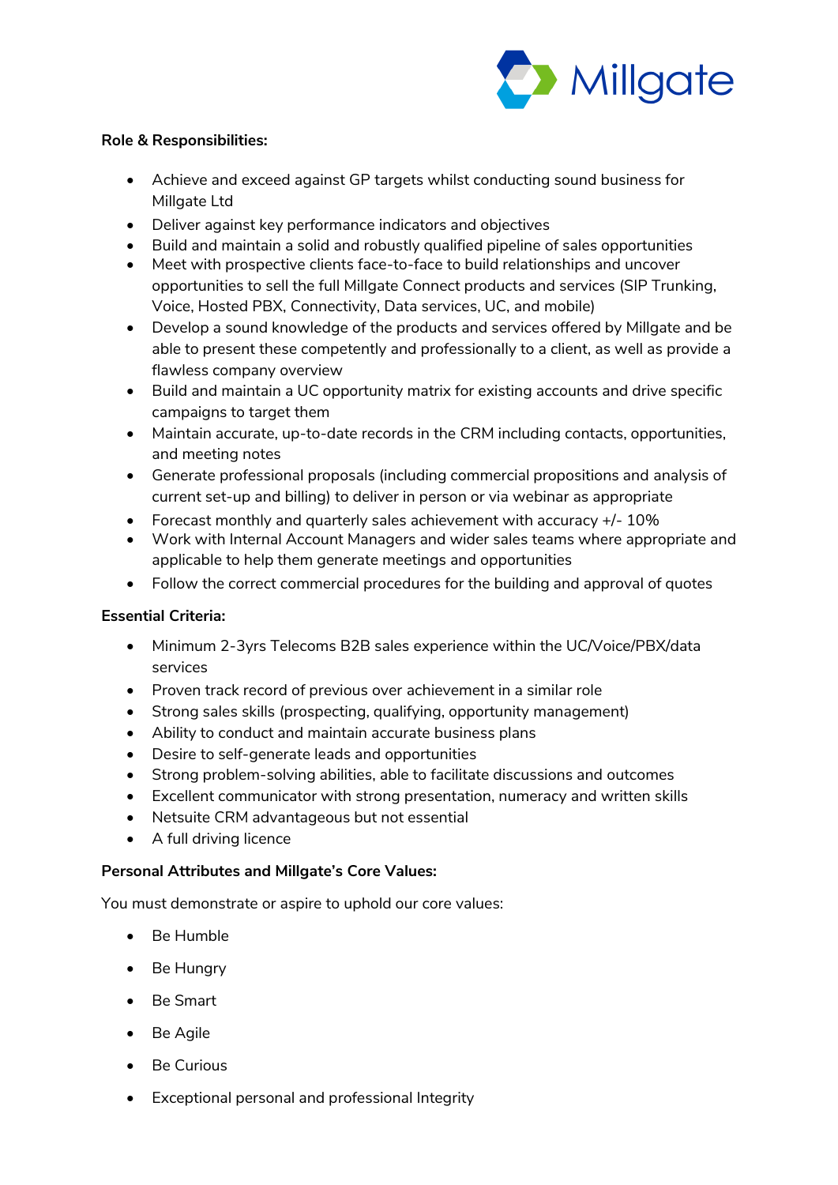**Role & Responsibilities:**

- Achieve and exceed against GP targets whilst conducting sound business for Millgate Ltd
- Deliver against key performance indicators and objectives
- Build and maintain a solid and robustly qualified pipeline of sales opportunities
- Meet with prospective clients face-to-face to build relationships and uncover opportunities to sell the full Millgate Connect products and services (SIP Trunking, Voice, Hosted PBX, Connectivity, Data services, UC, and mobile)
- Develop a sound knowledge of the products and services offered by Millgate and be able to present these competently and professionally to a client, as well as provide a flawless company overview
- Build and maintain a UC opportunity matrix for existing accounts and drive specific campaigns to target them
- Maintain accurate, up-to-date records in the CRM including contacts, opportunities, and meeting notes
- Generate professional proposals (including commercial propositions and analysis of current set-up and billing) to deliver in person or via webinar as appropriate
- Forecast monthly and quarterly sales achievement with accuracy +/- 10%
- Work with Internal Account Managers and wider sales teams where appropriate and applicable to help them generate meetings and opportunities
- Follow the correct commercial procedures for the building and approval of quotes

**Essential Criteria:**

- Minimum 2-3yrs Telecoms B2B sales experience within the UC/Voice/PBX/data services
- Proven track record of previous over achievement in a similar role
- Strong sales skills (prospecting, qualifying, opportunity management)
- Ability to conduct and maintain accurate business plans
- Desire to self-generate leads and opportunities
- Strong problem-solving abilities, able to facilitate discussions and outcomes
- Excellent communicator with strong presentation, numeracy and written skills
- Netsuite CRM advantageous but not essential
- A full driving licence

**Personal Attributes and Millgate's Core Values:**

You must demonstrate or aspire to uphold our core values:

- Be Humble
- Be Hungry
- Be Smart
- Be Agile
- Be Curious
- Exceptional personal and professional Integrity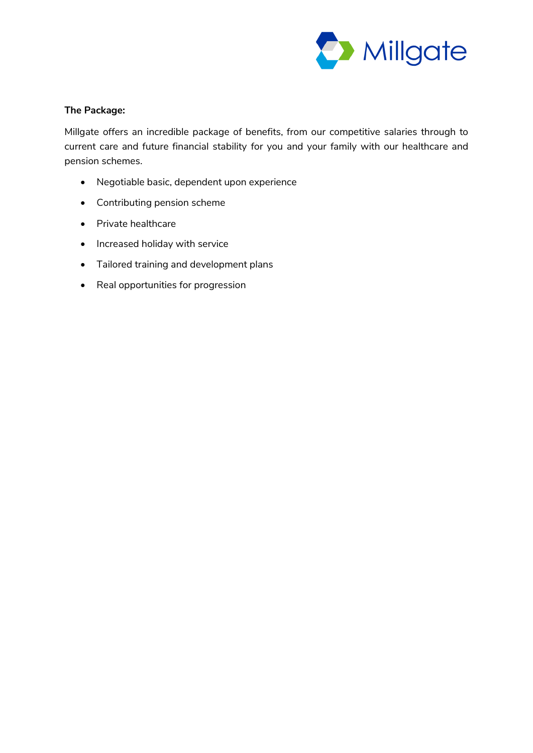**The Package:**

Millgate offers an incredible package of benefits, from our competitive salaries through to current care and future financial stability for you and your family with our healthcare and pension schemes.

- Negotiable basic, dependent upon experience
- Contributing pension scheme
- Private healthcare
- Increased holiday with service
- Tailored training and development plans
- Real opportunities for progression